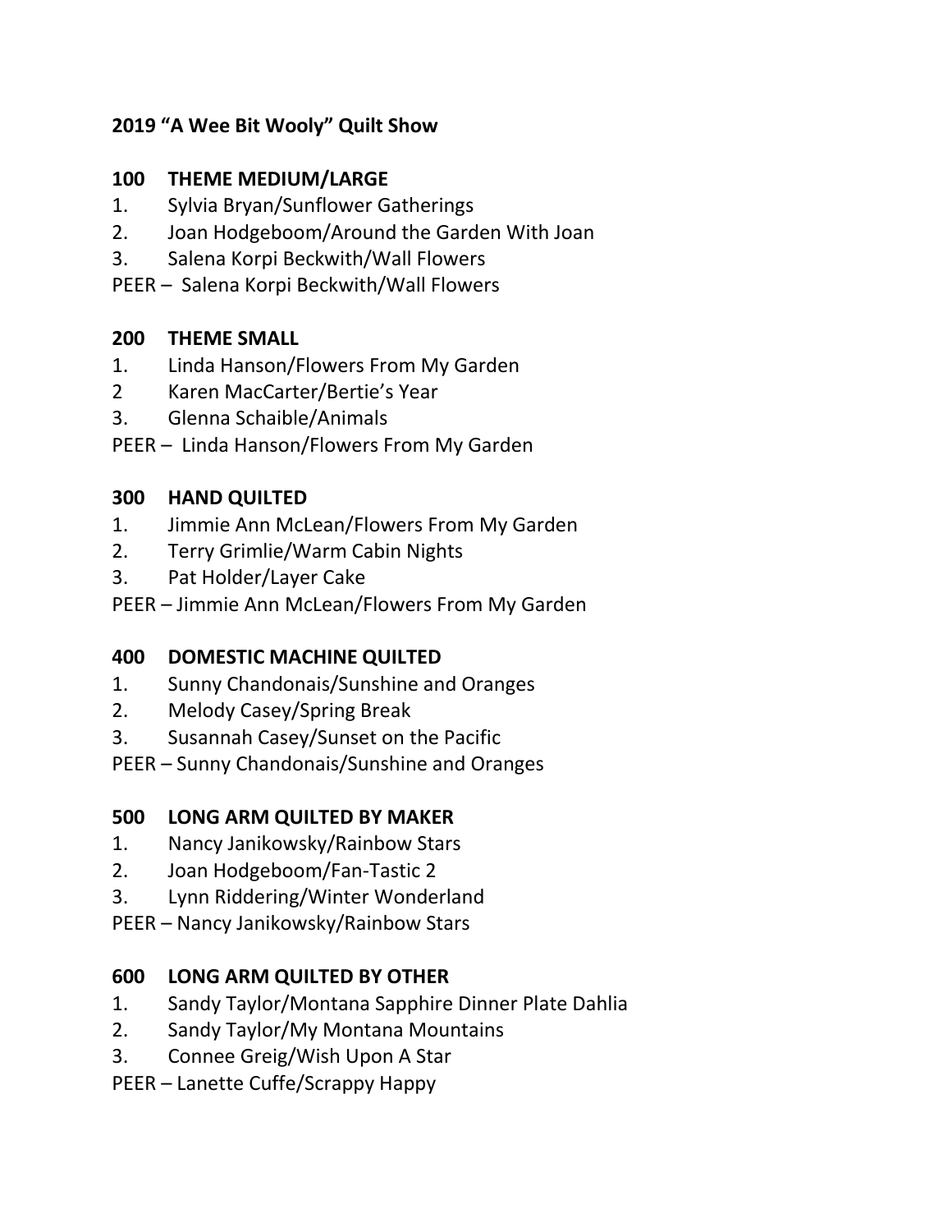**2019 “A Wee Bit Wooly” Quilt Show**

**100 THEME MEDIUM/LARGE**

1. Sylvia Bryan/Sunflower Gatherings
2. Joan Hodgeboom/Around the Garden With Joan
3. Salena Korpi Beckwith/Wall Flowers

PEER – Salena Korpi Beckwith/Wall Flowers

**200 THEME SMALL**

1. Linda Hanson/Flowers From My Garden
2 Karen MacCarter/Bertie’s Year
3. Glenna Schaible/Animals

PEER – Linda Hanson/Flowers From My Garden

**300 HAND QUILTED**

1. Jimmie Ann McLean/Flowers From My Garden
2. Terry Grimlie/Warm Cabin Nights
3. Pat Holder/Layer Cake

PEER – Jimmie Ann McLean/Flowers From My Garden

**400 DOMESTIC MACHINE QUILTED**

1. Sunny Chandonais/Sunshine and Oranges
2. Melody Casey/Spring Break
3. Susannah Casey/Sunset on the Pacific

PEER – Sunny Chandonais/Sunshine and Oranges

**500 LONG ARM QUILTED BY MAKER**

1. Nancy Janikowsky/Rainbow Stars
2. Joan Hodgeboom/Fan-Tastic 2
3. Lynn Riddering/Winter Wonderland

PEER – Nancy Janikowsky/Rainbow Stars

**600 LONG ARM QUILTED BY OTHER**

1. Sandy Taylor/Montana Sapphire Dinner Plate Dahlia
2. Sandy Taylor/My Montana Mountains
3. Connee Greig/Wish Upon A Star

PEER – Lanette Cuffe/Scrappy Happy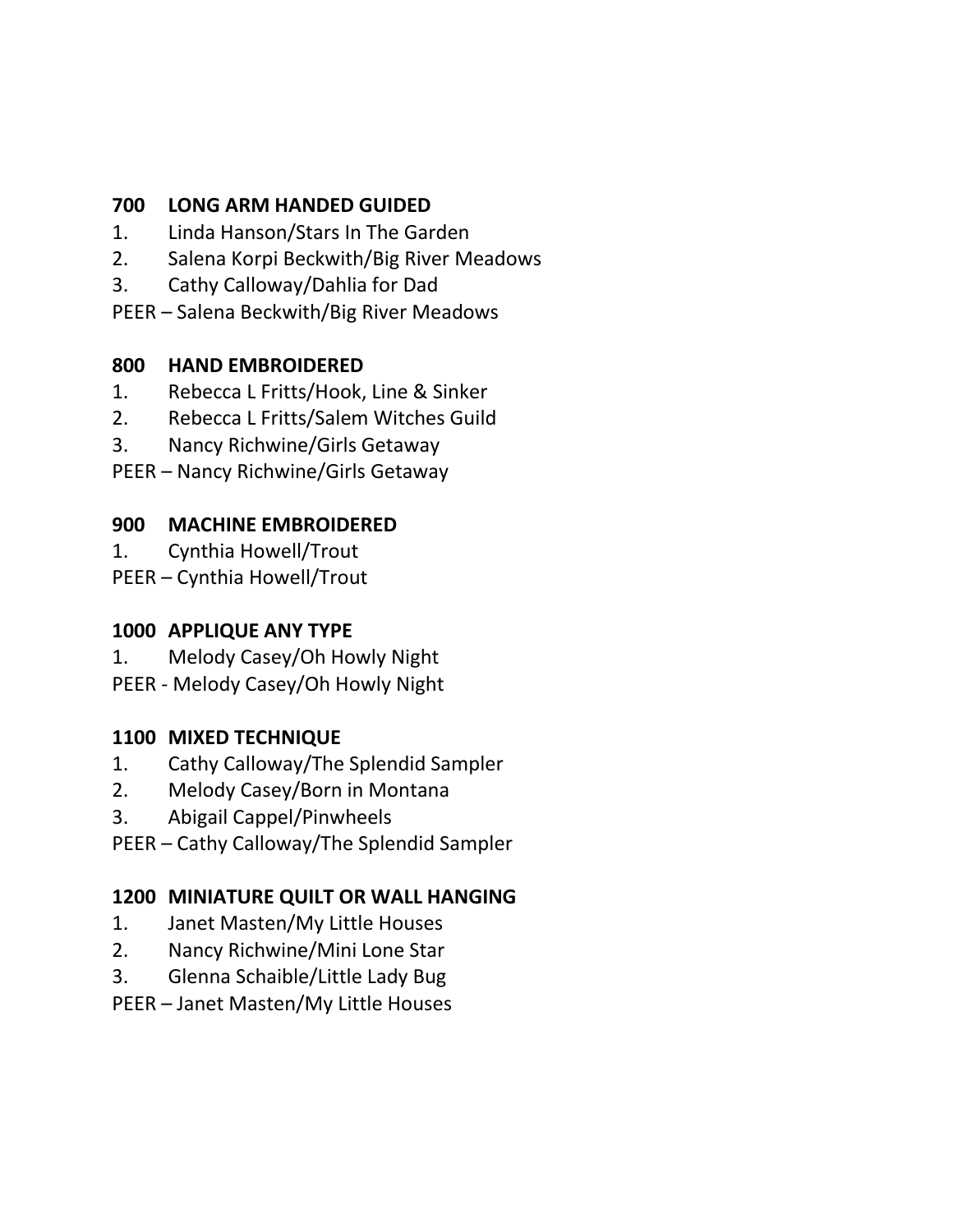**700 LONG ARM HANDED GUIDED**

1. Linda Hanson/Stars In The Garden
2. Salena Korpi Beckwith/Big River Meadows
3. Cathy Calloway/Dahlia for Dad

PEER – Salena Beckwith/Big River Meadows

**800 HAND EMBROIDERED**

1. Rebecca L Fritts/Hook, Line & Sinker
2. Rebecca L Fritts/Salem Witches Guild
3. Nancy Richwine/Girls Getaway

PEER – Nancy Richwine/Girls Getaway

**900 MACHINE EMBROIDERED**

1. Cynthia Howell/Trout

PEER – Cynthia Howell/Trout

**1000 APPLIQUE ANY TYPE**

1. Melody Casey/Oh Howly Night

PEER - Melody Casey/Oh Howly Night

**1100 MIXED TECHNIQUE**

1. Cathy Calloway/The Splendid Sampler
2. Melody Casey/Born in Montana
3. Abigail Cappel/Pinwheels

PEER – Cathy Calloway/The Splendid Sampler

**1200 MINIATURE QUILT OR WALL HANGING**

1. Janet Masten/My Little Houses
2. Nancy Richwine/Mini Lone Star
3. Glenna Schaible/Little Lady Bug

PEER – Janet Masten/My Little Houses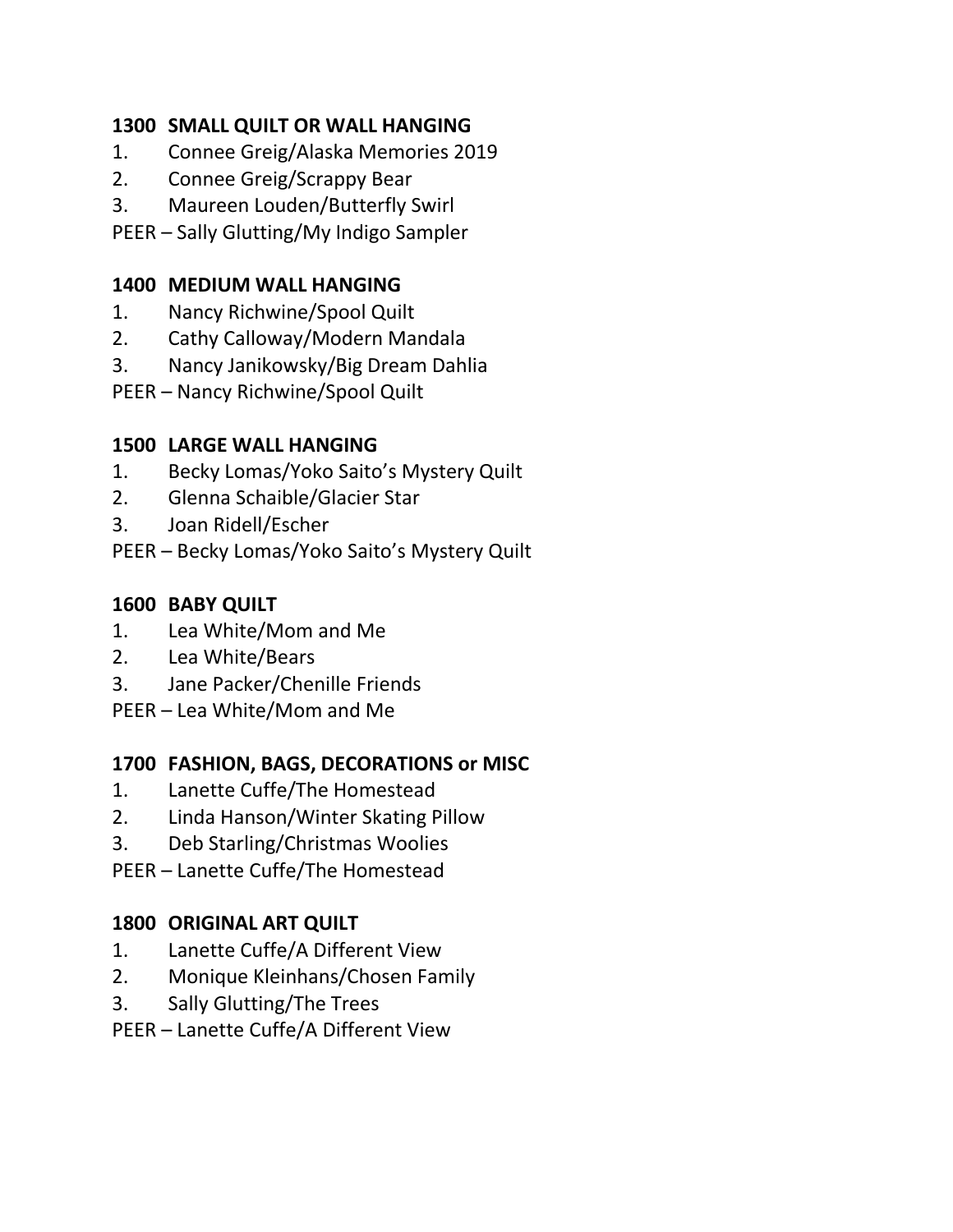**1300 SMALL QUILT OR WALL HANGING**

1. Connee Greig/Alaska Memories 2019
2. Connee Greig/Scrappy Bear
3. Maureen Louden/Butterfly Swirl

PEER – Sally Glutting/My Indigo Sampler

**1400 MEDIUM WALL HANGING**

1. Nancy Richwine/Spool Quilt
2. Cathy Calloway/Modern Mandala
3. Nancy Janikowsky/Big Dream Dahlia

PEER – Nancy Richwine/Spool Quilt

**1500 LARGE WALL HANGING**

1. Becky Lomas/Yoko Saito's Mystery Quilt
2. Glenna Schaible/Glacier Star
3. Joan Ridell/Escher

PEER – Becky Lomas/Yoko Saito's Mystery Quilt

**1600 BABY QUILT**

1. Lea White/Mom and Me
2. Lea White/Bears
3. Jane Packer/Chenille Friends

PEER – Lea White/Mom and Me

**1700 FASHION, BAGS, DECORATIONS or MISC**

1. Lanette Cuffe/The Homestead
2. Linda Hanson/Winter Skating Pillow
3. Deb Starling/Christmas Woolies

PEER – Lanette Cuffe/The Homestead

**1800 ORIGINAL ART QUILT**

1. Lanette Cuffe/A Different View
2. Monique Kleinhans/Chosen Family
3. Sally Glutting/The Trees

PEER – Lanette Cuffe/A Different View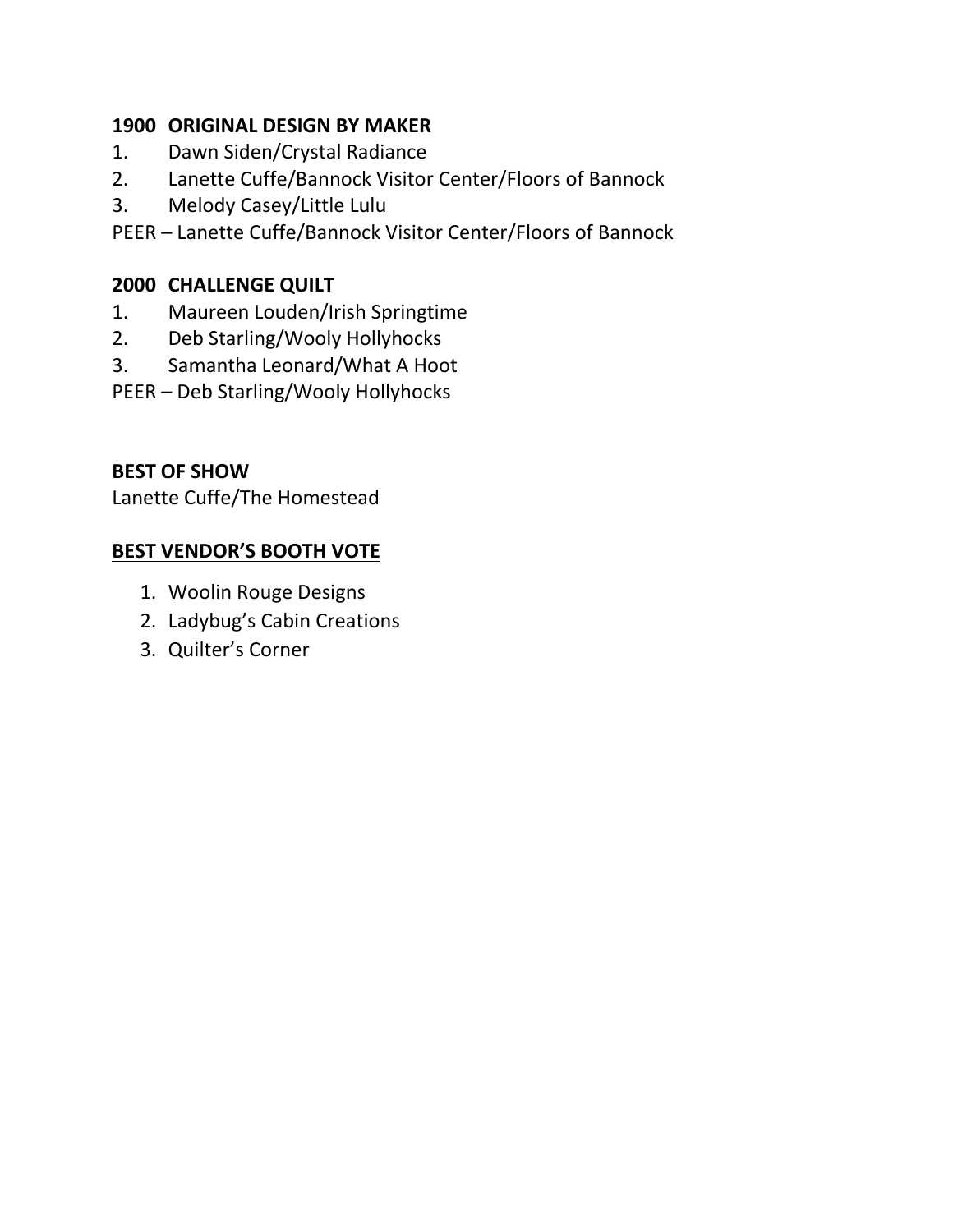**1900 ORIGINAL DESIGN BY MAKER**

1. Dawn Siden/Crystal Radiance
2. Lanette Cuffe/Bannock Visitor Center/Floors of Bannock
3. Melody Casey/Little Lulu

PEER – Lanette Cuffe/Bannock Visitor Center/Floors of Bannock

**2000 CHALLENGE QUILT**

1. Maureen Louden/Irish Springtime
2. Deb Starling/Wooly Hollyhocks
3. Samantha Leonard/What A Hoot

PEER – Deb Starling/Wooly Hollyhocks

**BEST OF SHOW**

Lanette Cuffe/The Homestead

**<u>BEST VENDOR'S BOOTH VOTE</u>**

1. Woolin Rouge Designs
2. Ladybug's Cabin Creations
3. Quilter's Corner